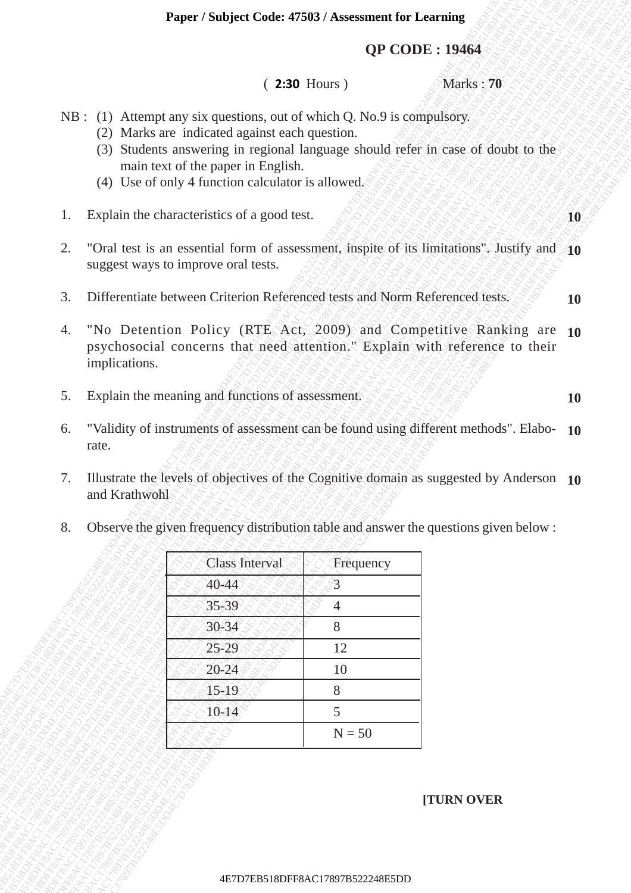**Paper / Subject Code: 47503 / Assessment for Learning**

**QP CODE : 19464**

( **2:30** Hours ) Marks : **70**

NB : (1) Attempt any six questions, out of which Q. No.9 is compulsory.
(2) Marks are indicated against each question.
(3) Students answering in regional language should refer in case of doubt to the main text of the paper in English.
(4) Use of only 4 function calculator is allowed.

1. Explain the characteristics of a good test. **10**

2. "Oral test is an essential form of assessment, inspite of its limitations". Justify and suggest ways to improve oral tests. **10**

3. Differentiate between Criterion Referenced tests and Norm Referenced tests. **10**

4. "No Detention Policy (RTE Act, 2009) and Competitive Ranking are psychosocial concerns that need attention." Explain with reference to their implications. **10**

5. Explain the meaning and functions of assessment. **10**

6. "Validity of instruments of assessment can be found using different methods". Elaborate. **10**

7. Illustrate the levels of objectives of the Cognitive domain as suggested by Anderson and Krathwohl **10**

8. Observe the given frequency distribution table and answer the questions given below :

| Class Interval | Frequency |
|---|---|
| 40-44 | 3 |
| 35-39 | 4 |
| 30-34 | 8 |
| 25-29 | 12 |
| 20-24 | 10 |
| 15-19 | 8 |
| 10-14 | 5 |
| | N = 50 |

**[TURN OVER**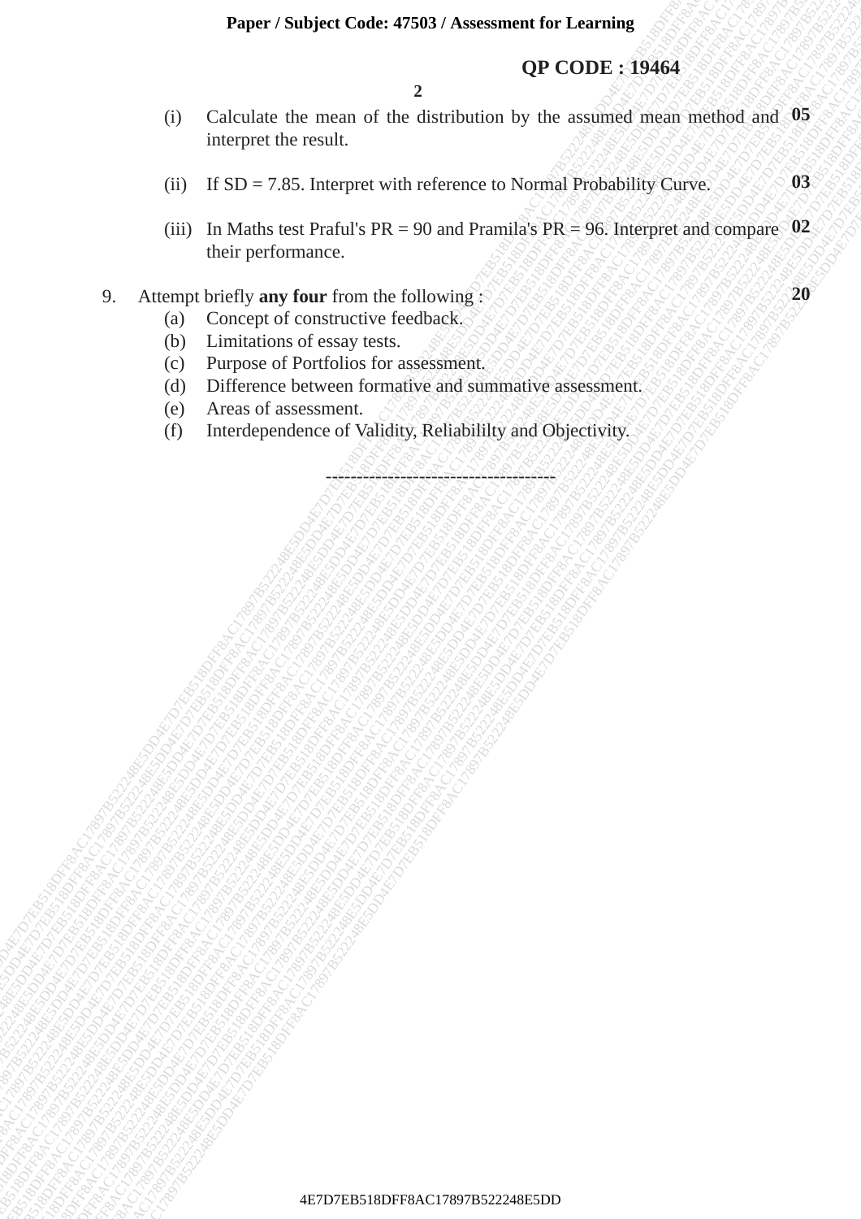(i) Calculate the mean of the distribution by the assumed mean method and interpret the result. **05**

(ii) If SD = 7.85. Interpret with reference to Normal Probability Curve. **03**

(iii) In Maths test Praful's PR = 90 and Pramila's PR = 96. Interpret and compare their performance. **02**

9. Attempt briefly **any four** from the following : **20**
   (a) Concept of constructive feedback.
   (b) Limitations of essay tests.
   (c) Purpose of Portfolios for assessment.
   (d) Difference between formative and summative assessment.
   (e) Areas of assessment.
   (f) Interdependence of Validity, Reliabililty and Objectivity.

-----------------------------------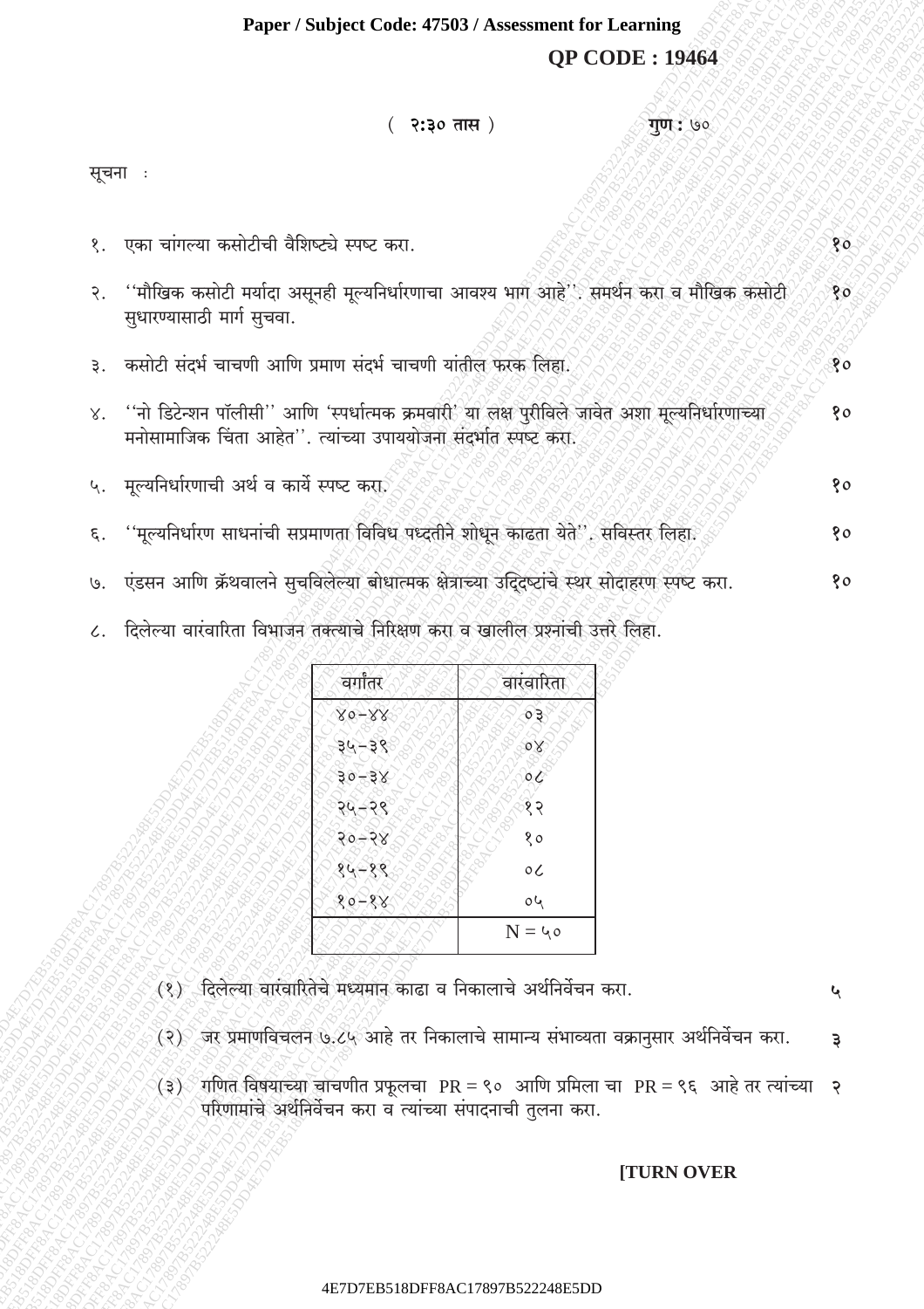**Paper / Subject Code: 47503 / Assessment for Learning**

**QP CODE : 19464**

( **२:३० तास** ) **गुण :** ७०

सूचना :

१. एका चांगल्या कसोटीची वैशिष्ट्ये स्पष्ट करा. १०

२. ''मौखिक कसोटी मर्यादा असूनही मूल्यनिर्धारणाचा आवश्य भाग आहे''. समर्थन करा व मौखिक कसोटी सुधारण्यासाठी मार्ग सुचवा. १०

३. कसोटी संदर्भ चाचणी आणि प्रमाण संदर्भ चाचणी यांतील फरक लिहा. १०

४. ''नो डिटेन्शन पॉलीसी'' आणि 'स्पर्धात्मक क्रमवारी' या लक्ष पुरीविले जावेत अशा मूल्यनिर्धारणाच्या मनोसामाजिक चिंता आहेत''. त्यांच्या उपाययोजना संदर्भात स्पष्ट करा. १०

५. मूल्यनिर्धारणाची अर्थ व कार्ये स्पष्ट करा. १०

६. ''मूल्यनिर्धारण साधनांची सप्रमाणता विविध पध्दतीने शोधून काढता येते''. सविस्तर लिहा. १०

७. एंडसन आणि क्रॅथवालने सुचविलेल्या बोधात्मक क्षेत्राच्या उद्दिष्टांचे स्थर सोदाहरण स्पष्ट करा. १०

८. दिलेल्या वारंवारिता विभाजन तक्त्याचे निरिक्षण करा व खालील प्रश्नांची उत्तरे लिहा.

| वर्गांतर | वारंवारिता |
|---|---|
| ४०-४४ | ०३ |
| ३५-३९ | ०४ |
| ३०-३४ | ०८ |
| २५-२९ | १२ |
| २०-२४ | १० |
| १५-१९ | ०८ |
| १०-१४ | ०५ |
| | N = ५० |

(१) दिलेल्या वारंवारितेचे मध्यमान काढा व निकालाचे अर्थनिर्वेचन करा. ५

(२) जर प्रमाणविचलन ७.८५ आहे तर निकालाचे सामान्य संभाव्यता वक्रानुसार अर्थनिर्वेचन करा. ३

(३) गणित विषयाच्या चाचणीत प्रफूलचा PR = ९० आणि प्रमिला चा PR = ९६ आहे तर त्यांच्या परिणामांचे अर्थनिर्वेचन करा व त्यांच्या संपादनाची तुलना करा. २

**[TURN OVER**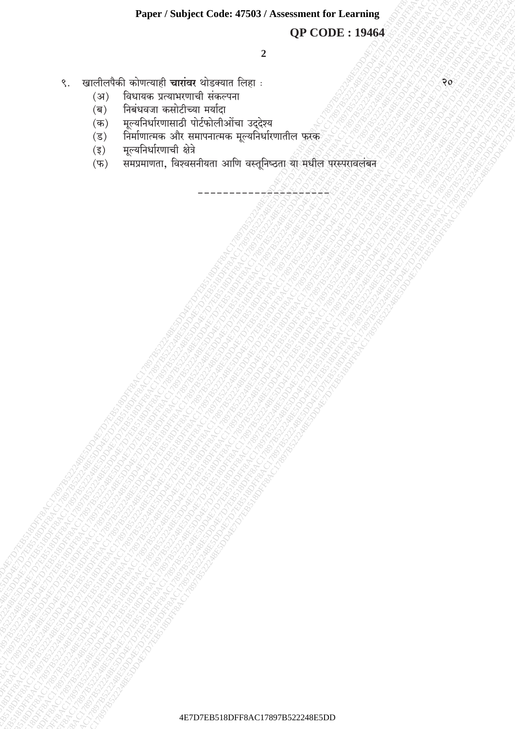९. खालीलपैकी कोणत्याही **चारांवर** थोडक्यात लिहा : २०

(अ) विधायक प्रत्याभरणाची संकल्पना

(ब) निबंधवजा कसोटीच्या मर्यादा

(क) मूल्यनिर्धारणासाठी पोर्टफोलीओंचा उद्देश्य

(ड) निर्माणात्मक और समापनात्मक मूल्यनिर्धारणातील फरक

(इ) मूल्यनिर्धारणाची क्षेत्रे

(फ) समप्रमाणता, विश्वसनीयता आणि वस्तूनिष्ठता या मधील परस्परावलंबन

---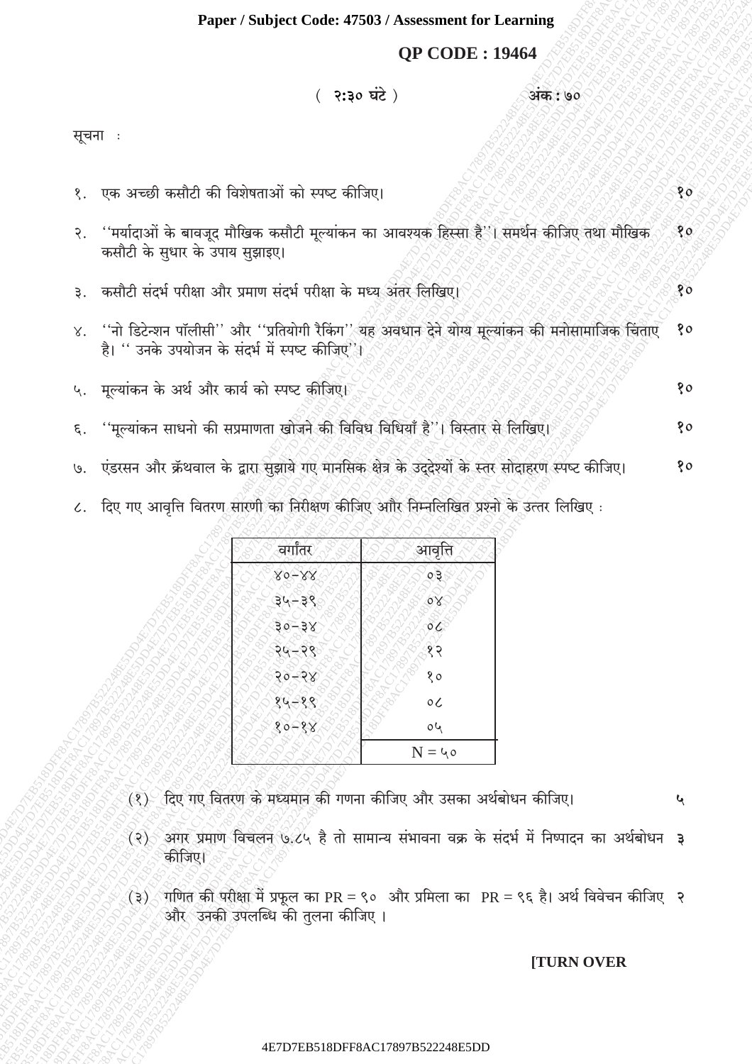**Paper / Subject Code: 47503 / Assessment for Learning**

**QP CODE : 19464**

( २:३० घंटे ) **अंक : ७०**

सूचना :

१. एक अच्छी कसौटी की विशेषताओं को स्पष्ट कीजिए। १०

२. ''मर्यादाओं के बावजूद मौखिक कसौटी मूल्यांकन का आवश्यक हिस्सा है''। समर्थन कीजिए तथा मौखिक कसौटी के सुधार के उपाय सुझाइए। १०

३. कसौटी संदर्भ परीक्षा और प्रमाण संदर्भ परीक्षा के मध्य अंतर लिखिए। १०

४. ''नो डिटेन्शन पॉलीसी'' और ''प्रतियोगी रैकिंग'' यह अवधान देने योग्य मूल्यांकन की मनोसामाजिक चिंताए है। '' उनके उपयोजन के संदर्भ में स्पष्ट कीजिए''। १०

५. मूल्यांकन के अर्थ और कार्य को स्पष्ट कीजिए। १०

६. ''मूल्यांकन साधनो की सप्रमाणता खोजने की विविध विधियाँ है''। विस्तार से लिखिए। १०

७. एंडरसन और क्रॅथवाल के द्वारा सुझाये गए मानसिक क्षेत्र के उद्देश्यों के स्तर सोदाहरण स्पष्ट कीजिए। १०

८. दिए गए आवृत्ति वितरण सारणी का निरीक्षण कीजिए आौर निम्नलिखित प्रश्नो के उत्तर लिखिए :

| वर्गांतर | आवृत्ति |
|---|---|
| ४०-४४ | ०३ |
| ३५-३९ | ०४ |
| ३०-३४ | ०८ |
| २५-२९ | १२ |
| २०-२४ | १० |
| १५-१९ | ०८ |
| १०-१४ | ०५ |
| | N = ५० |

(१) दिए गए वितरण के मध्यमान की गणना कीजिए और उसका अर्थबोधन कीजिए। ५

(२) अगर प्रमाण विचलन ७.८५ है तो सामान्य संभावना वक्र के संदर्भ में निष्पादन का अर्थबोधन कीजिए। ३

(३) गणित की परीक्षा में प्रफूल का PR = ९० और प्रमिला का PR = ९६ है। अर्थ विवेचन कीजिए और उनकी उपलब्धि की तुलना कीजिए । २

**[TURN OVER**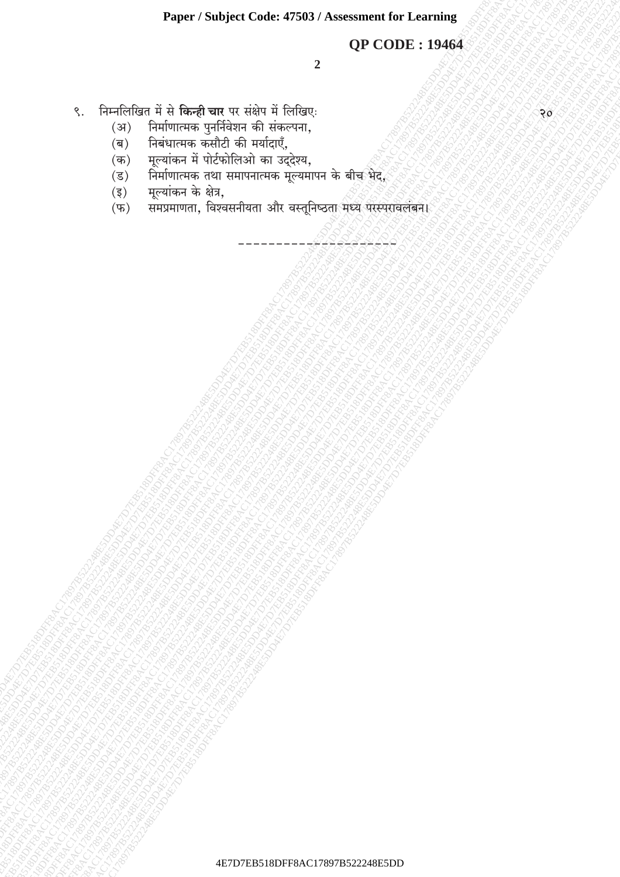९. निम्नलिखित में से **किन्ही चार** पर संक्षेप में लिखिए: २०

(अ) निर्माणात्मक पुनर्निवेशन की संकल्पना,

(ब) निबंधात्मक कसौटी की मर्यादाएँ,

(क) मूल्यांकन में पोर्टफोलिओ का उद्देश्य,

(ड) निर्माणात्मक तथा समापनात्मक मूल्यमापन के बीच भेद,

(इ) मूल्यांकन के क्षेत्र,

(फ) समप्रमाणता, विश्वसनीयता और वस्तुनिष्ठता मध्य परस्परावलंबन।

---------------------